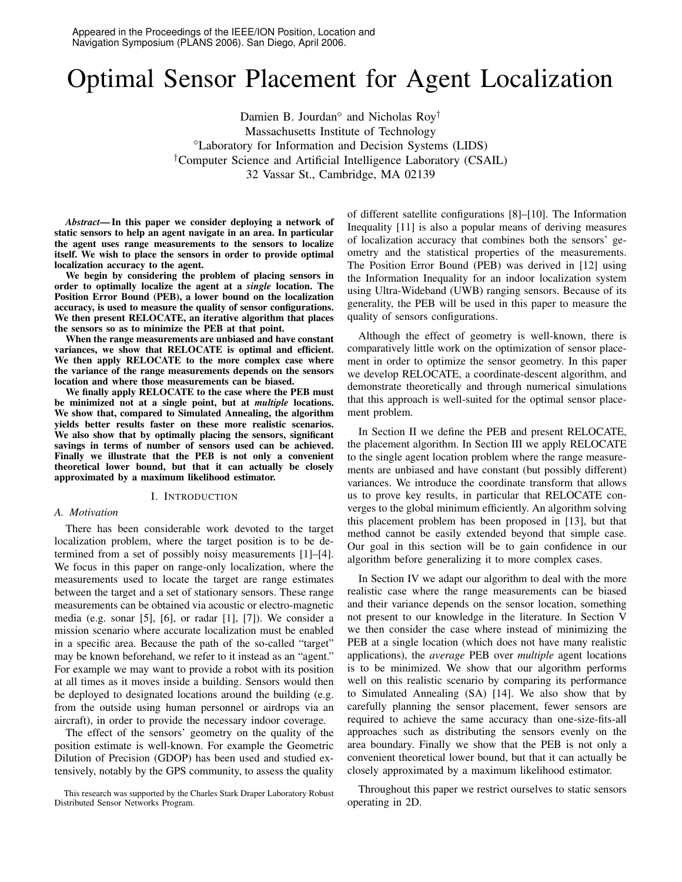Appeared in the Proceedings of the IEEE/ION Position, Location and Navigation Symposium (PLANS 2006). San Diego, April 2006.

# Optimal Sensor Placement for Agent Localization

Damien B. Jourdan[◇] and Nicholas Roy[†]
Massachusetts Institute of Technology
[◇]Laboratory for Information and Decision Systems (LIDS)
[†]Computer Science and Artificial Intelligence Laboratory (CSAIL)
32 Vassar St., Cambridge, MA 02139

***Abstract*— In this paper we consider deploying a network of static sensors to help an agent navigate in an area. In particular the agent uses range measurements to the sensors to localize itself. We wish to place the sensors in order to provide optimal localization accuracy to the agent.**

**We begin by considering the problem of placing sensors in order to optimally localize the agent at a *single* location. The Position Error Bound (PEB), a lower bound on the localization accuracy, is used to measure the quality of sensor configurations. We then present RELOCATE, an iterative algorithm that places the sensors so as to minimize the PEB at that point.**

**When the range measurements are unbiased and have constant variances, we show that RELOCATE is optimal and efficient. We then apply RELOCATE to the more complex case where the variance of the range measurements depends on the sensors location and where those measurements can be biased.**

**We finally apply RELOCATE to the case where the PEB must be minimized not at a single point, but at *multiple* locations. We show that, compared to Simulated Annealing, the algorithm yields better results faster on these more realistic scenarios. We also show that by optimally placing the sensors, significant savings in terms of number of sensors used can be achieved. Finally we illustrate that the PEB is not only a convenient theoretical lower bound, but that it can actually be closely approximated by a maximum likelihood estimator.**

## I. Introduction

### A. Motivation

There has been considerable work devoted to the target localization problem, where the target position is to be determined from a set of possibly noisy measurements [1]–[4]. We focus in this paper on range-only localization, where the measurements used to locate the target are range estimates between the target and a set of stationary sensors. These range measurements can be obtained via acoustic or electro-magnetic media (e.g. sonar [5], [6], or radar [1], [7]). We consider a mission scenario where accurate localization must be enabled in a specific area. Because the path of the so-called "target" may be known beforehand, we refer to it instead as an "agent." For example we may want to provide a robot with its position at all times as it moves inside a building. Sensors would then be deployed to designated locations around the building (e.g. from the outside using human personnel or airdrops via an aircraft), in order to provide the necessary indoor coverage.

The effect of the sensors' geometry on the quality of the position estimate is well-known. For example the Geometric Dilution of Precision (GDOP) has been used and studied extensively, notably by the GPS community, to assess the quality of different satellite configurations [8]–[10]. The Information Inequality [11] is also a popular means of deriving measures of localization accuracy that combines both the sensors' geometry and the statistical properties of the measurements. The Position Error Bound (PEB) was derived in [12] using the Information Inequality for an indoor localization system using Ultra-Wideband (UWB) ranging sensors. Because of its generality, the PEB will be used in this paper to measure the quality of sensors configurations.

Although the effect of geometry is well-known, there is comparatively little work on the optimization of sensor placement in order to optimize the sensor geometry. In this paper we develop RELOCATE, a coordinate-descent algorithm, and demonstrate theoretically and through numerical simulations that this approach is well-suited for the optimal sensor placement problem.

In Section II we define the PEB and present RELOCATE, the placement algorithm. In Section III we apply RELOCATE to the single agent location problem where the range measurements are unbiased and have constant (but possibly different) variances. We introduce the coordinate transform that allows us to prove key results, in particular that RELOCATE converges to the global minimum efficiently. An algorithm solving this placement problem has been proposed in [13], but that method cannot be easily extended beyond that simple case. Our goal in this section will be to gain confidence in our algorithm before generalizing it to more complex cases.

In Section IV we adapt our algorithm to deal with the more realistic case where the range measurements can be biased and their variance depends on the sensor location, something not present to our knowledge in the literature. In Section V we then consider the case where instead of minimizing the PEB at a single location (which does not have many realistic applications), the *average* PEB over *multiple* agent locations is to be minimized. We show that our algorithm performs well on this realistic scenario by comparing its performance to Simulated Annealing (SA) [14]. We also show that by carefully planning the sensor placement, fewer sensors are required to achieve the same accuracy than one-size-fits-all approaches such as distributing the sensors evenly on the area boundary. Finally we show that the PEB is not only a convenient theoretical lower bound, but that it can actually be closely approximated by a maximum likelihood estimator.

Throughout this paper we restrict ourselves to static sensors operating in 2D.

This research was supported by the Charles Stark Draper Laboratory Robust Distributed Sensor Networks Program.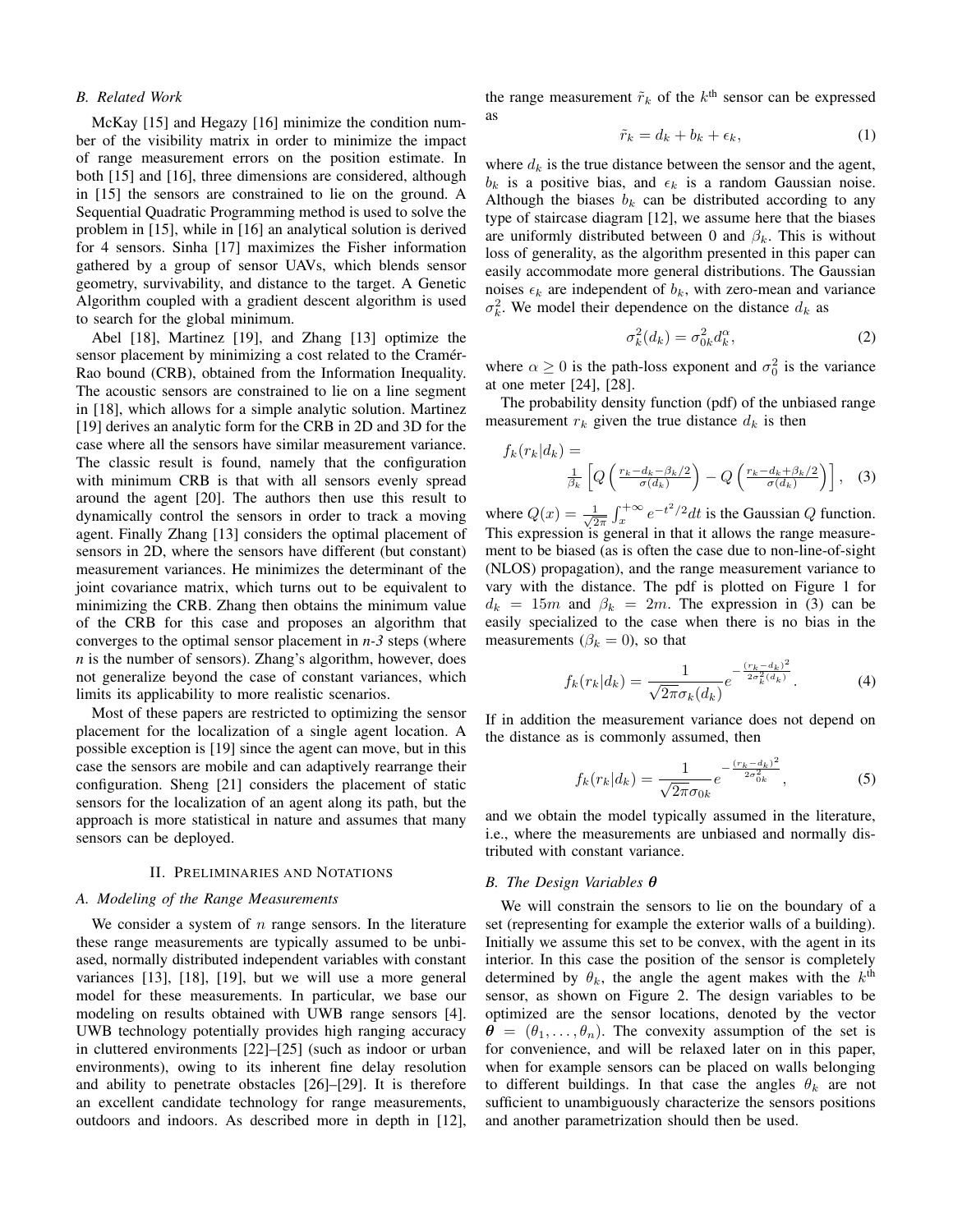### B. Related Work

McKay [15] and Hegazy [16] minimize the condition number of the visibility matrix in order to minimize the impact of range measurement errors on the position estimate. In both [15] and [16], three dimensions are considered, although in [15] the sensors are constrained to lie on the ground. A Sequential Quadratic Programming method is used to solve the problem in [15], while in [16] an analytical solution is derived for 4 sensors. Sinha [17] maximizes the Fisher information gathered by a group of sensor UAVs, which blends sensor geometry, survivability, and distance to the target. A Genetic Algorithm coupled with a gradient descent algorithm is used to search for the global minimum.

Abel [18], Martinez [19], and Zhang [13] optimize the sensor placement by minimizing a cost related to the Cramér-Rao bound (CRB), obtained from the Information Inequality. The acoustic sensors are constrained to lie on a line segment in [18], which allows for a simple analytic solution. Martinez [19] derives an analytic form for the CRB in 2D and 3D for the case where all the sensors have similar measurement variance. The classic result is found, namely that the configuration with minimum CRB is that with all sensors evenly spread around the agent [20]. The authors then use this result to dynamically control the sensors in order to track a moving agent. Finally Zhang [13] considers the optimal placement of sensors in 2D, where the sensors have different (but constant) measurement variances. He minimizes the determinant of the joint covariance matrix, which turns out to be equivalent to minimizing the CRB. Zhang then obtains the minimum value of the CRB for this case and proposes an algorithm that converges to the optimal sensor placement in *n-3* steps (where *n* is the number of sensors). Zhang's algorithm, however, does not generalize beyond the case of constant variances, which limits its applicability to more realistic scenarios.

Most of these papers are restricted to optimizing the sensor placement for the localization of a single agent location. A possible exception is [19] since the agent can move, but in this case the sensors are mobile and can adaptively rearrange their configuration. Sheng [21] considers the placement of static sensors for the localization of an agent along its path, but the approach is more statistical in nature and assumes that many sensors can be deployed.

## II. Preliminaries and Notations

### A. Modeling of the Range Measurements

We consider a system of $n$ range sensors. In the literature these range measurements are typically assumed to be unbiased, normally distributed independent variables with constant variances [13], [18], [19], but we will use a more general model for these measurements. In particular, we base our modeling on results obtained with UWB range sensors [4]. UWB technology potentially provides high ranging accuracy in cluttered environments [22]–[25] (such as indoor or urban environments), owing to its inherent fine delay resolution and ability to penetrate obstacles [26]–[29]. It is therefore an excellent candidate technology for range measurements, outdoors and indoors. As described more in depth in [12], the range measurement $\tilde{r}_k$ of the $k^{\text{th}}$ sensor can be expressed as

$$\tilde{r}_k = d_k + b_k + \epsilon_k, \tag{1}$$

where $d_k$ is the true distance between the sensor and the agent, $b_k$ is a positive bias, and $\epsilon_k$ is a random Gaussian noise. Although the biases $b_k$ can be distributed according to any type of staircase diagram [12], we assume here that the biases are uniformly distributed between 0 and $\beta_k$. This is without loss of generality, as the algorithm presented in this paper can easily accommodate more general distributions. The Gaussian noises $\epsilon_k$ are independent of $b_k$, with zero-mean and variance $\sigma_k^2$. We model their dependence on the distance $d_k$ as

$$\sigma_k^2(d_k) = \sigma_{0k}^2 d_k^{\alpha}, \tag{2}$$

where $\alpha \geq 0$ is the path-loss exponent and $\sigma_0^2$ is the variance at one meter [24], [28].

The probability density function (pdf) of the unbiased range measurement $r_k$ given the true distance $d_k$ is then

$$f_k(r_k|d_k) = \frac{1}{\beta_k}\left[Q\left(\frac{r_k - d_k - \beta_k/2}{\sigma(d_k)}\right) - Q\left(\frac{r_k - d_k + \beta_k/2}{\sigma(d_k)}\right)\right], \tag{3}$$

where $Q(x) = \frac{1}{\sqrt{2\pi}}\int_x^{+\infty} e^{-t^2/2}dt$ is the Gaussian $Q$ function. This expression is general in that it allows the range measurement to be biased (as is often the case due to non-line-of-sight (NLOS) propagation), and the range measurement variance to vary with the distance. The pdf is plotted on Figure 1 for $d_k = 15m$ and $\beta_k = 2m$. The expression in (3) can be easily specialized to the case when there is no bias in the measurements ($\beta_k = 0$), so that

$$f_k(r_k|d_k) = \frac{1}{\sqrt{2\pi}\sigma_k(d_k)} e^{-\frac{(r_k - d_k)^2}{2\sigma_k^2(d_k)}}. \tag{4}$$

If in addition the measurement variance does not depend on the distance as is commonly assumed, then

$$f_k(r_k|d_k) = \frac{1}{\sqrt{2\pi}\sigma_{0k}} e^{-\frac{(r_k - d_k)^2}{2\sigma_{0k}^2}}, \tag{5}$$

and we obtain the model typically assumed in the literature, i.e., where the measurements are unbiased and normally distributed with constant variance.

### B. The Design Variables $\boldsymbol{\theta}$

We will constrain the sensors to lie on the boundary of a set (representing for example the exterior walls of a building). Initially we assume this set to be convex, with the agent in its interior. In this case the position of the sensor is completely determined by $\theta_k$, the angle the agent makes with the $k^{\text{th}}$ sensor, as shown on Figure 2. The design variables to be optimized are the sensor locations, denoted by the vector $\boldsymbol{\theta} = (\theta_1, \ldots, \theta_n)$. The convexity assumption of the set is for convenience, and will be relaxed later on in this paper, when for example sensors can be placed on walls belonging to different buildings. In that case the angles $\theta_k$ are not sufficient to unambiguously characterize the sensors positions and another parametrization should then be used.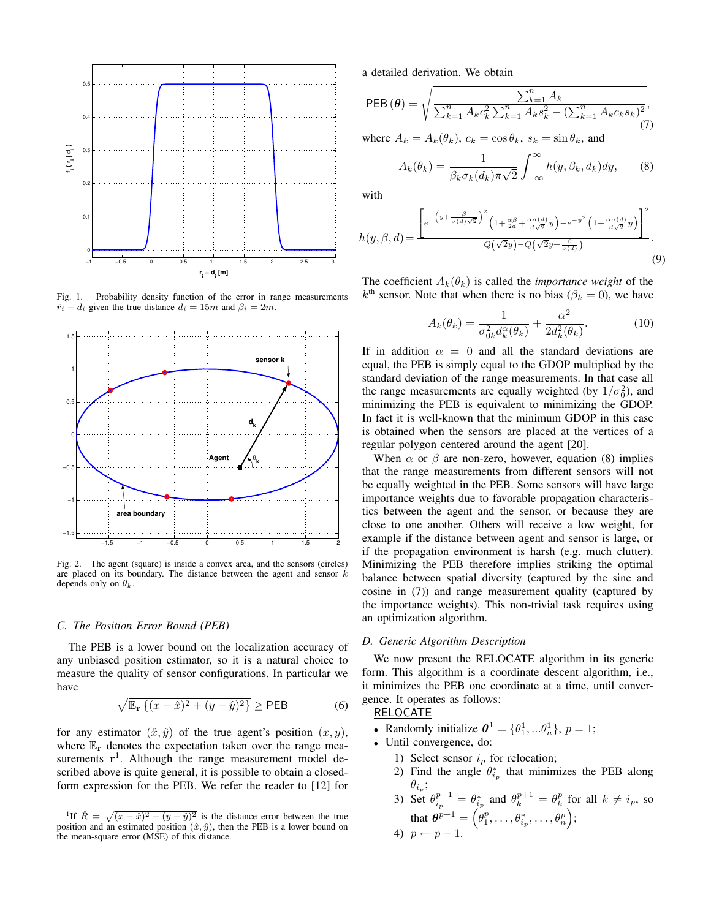Fig. 1. Probability density function of the error in range measurements $\tilde{r}_i - d_i$ given the true distance $d_i = 15m$ and $\beta_i = 2m$.

Fig. 2. The agent (square) is inside a convex area, and the sensors (circles) are placed on its boundary. The distance between the agent and sensor $k$ depends only on $\theta_k$.

### C. The Position Error Bound (PEB)

The PEB is a lower bound on the localization accuracy of any unbiased position estimator, so it is a natural choice to measure the quality of sensor configurations. In particular we have

$$\sqrt{\mathbb{E}_{\mathbf{r}}\left\{(x-\hat{x})^2+(y-\hat{y})^2\right\}} \geq \mathsf{PEB} \tag{6}$$

for any estimator $(\hat{x}, \hat{y})$ of the true agent's position $(x, y)$, where $\mathbb{E}_{\mathbf{r}}$ denotes the expectation taken over the range measurements $\mathbf{r}$[1]. Although the range measurement model described above is quite general, it is possible to obtain a closed-form expression for the PEB. We refer the reader to [12] for a detailed derivation. We obtain

$$\mathsf{PEB}(\boldsymbol{\theta}) = \sqrt{\frac{\sum_{k=1}^{n} A_k}{\sum_{k=1}^{n} A_k c_k^2 \sum_{k=1}^{n} A_k s_k^2 - \left(\sum_{k=1}^{n} A_k c_k s_k\right)^2}}, \tag{7}$$

where $A_k = A_k(\theta_k)$, $c_k = \cos\theta_k$, $s_k = \sin\theta_k$, and

$$A_k(\theta_k) = \frac{1}{\beta_k \sigma_k(d_k)\pi\sqrt{2}} \int_{-\infty}^{\infty} h(y, \beta_k, d_k)dy, \tag{8}$$

with

$$h(y,\beta,d) = \frac{\left[e^{-\left(y+\frac{\beta}{\sigma(d)\sqrt{2}}\right)^2}\left(1+\frac{\alpha\beta}{2d}+\frac{\alpha\sigma(d)}{d\sqrt{2}}y\right) - e^{-y^2}\left(1+\frac{\alpha\sigma(d)}{d\sqrt{2}}y\right)\right]^2}{Q\left(\sqrt{2}y\right)-Q\left(\sqrt{2}y+\frac{\beta}{\sigma(d)}\right)}. \tag{9}$$

The coefficient $A_k(\theta_k)$ is called the *importance weight* of the $k^{\text{th}}$ sensor. Note that when there is no bias ($\beta_k = 0$), we have

$$A_k(\theta_k) = \frac{1}{\sigma_{0k}^2 d_k^{\alpha}(\theta_k)} + \frac{\alpha^2}{2d_k^2(\theta_k)}. \tag{10}$$

If in addition $\alpha = 0$ and all the standard deviations are equal, the PEB is simply equal to the GDOP multiplied by the standard deviation of the range measurements. In that case all the range measurements are equally weighted (by $1/\sigma_0^2$), and minimizing the PEB is equivalent to minimizing the GDOP. In fact it is well-known that the minimum GDOP in this case is obtained when the sensors are placed at the vertices of a regular polygon centered around the agent [20].

When $\alpha$ or $\beta$ are non-zero, however, equation (8) implies that the range measurements from different sensors will not be equally weighted in the PEB. Some sensors will have large importance weights due to favorable propagation characteristics between the agent and the sensor, or because they are close to one another. Others will receive a low weight, for example if the distance between agent and sensor is large, or if the propagation environment is harsh (e.g. much clutter). Minimizing the PEB therefore implies striking the optimal balance between spatial diversity (captured by the sine and cosine in (7)) and range measurement quality (captured by the importance weights). This non-trivial task requires using an optimization algorithm.

### D. Generic Algorithm Description

We now present the RELOCATE algorithm in its generic form. This algorithm is a coordinate descent algorithm, i.e., it minimizes the PEB one coordinate at a time, until convergence. It operates as follows:

RELOCATE

- Randomly initialize $\boldsymbol{\theta}^1 = \{\theta_1^1, \ldots \theta_n^1\}$, $p = 1$;
- Until convergence, do:
  1) Select sensor $i_p$ for relocation;
  2) Find the angle $\theta_{i_p}^*$ that minimizes the PEB along $\theta_{i_p}$;
  3) Set $\theta_{i_p}^{p+1} = \theta_{i_p}^*$ and $\theta_k^{p+1} = \theta_k^p$ for all $k \neq i_p$, so that $\boldsymbol{\theta}^{p+1} = \left(\theta_1^p, \ldots, \theta_{i_p}^*, \ldots, \theta_n^p\right)$;
  4) $p \leftarrow p + 1$.

[1] If $\hat{R} = \sqrt{(x-\hat{x})^2+(y-\hat{y})^2}$ is the distance error between the true position and an estimated position $(\hat{x}, \hat{y})$, then the PEB is a lower bound on the mean-square error (MSE) of this distance.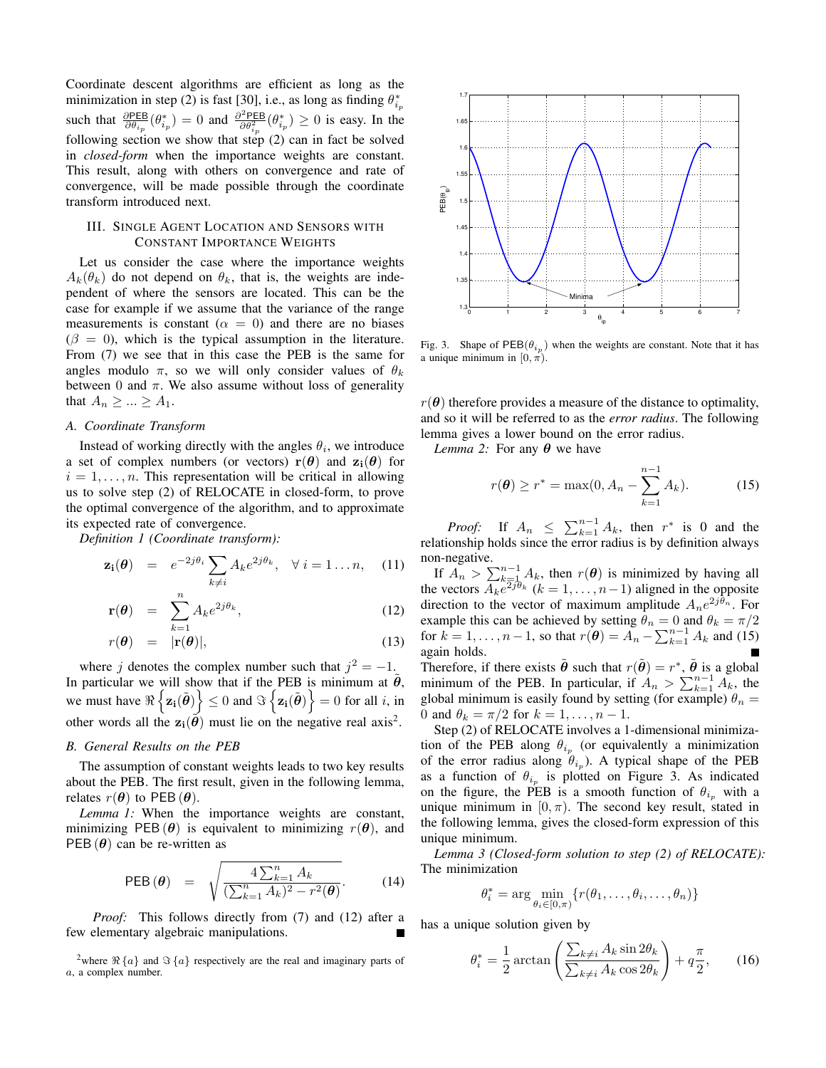Coordinate descent algorithms are efficient as long as the minimization in step (2) is fast [30], i.e., as long as finding $\theta_{i_p}^*$ such that $\frac{\partial \mathsf{PEB}}{\partial \theta_{i_p}}(\theta_{i_p}^*) = 0$ and $\frac{\partial^2 \mathsf{PEB}}{\partial \theta_{i_p}^2}(\theta_{i_p}^*) \geq 0$ is easy. In the following section we show that step (2) can in fact be solved in *closed-form* when the importance weights are constant. This result, along with others on convergence and rate of convergence, will be made possible through the coordinate transform introduced next.

## III. Single Agent Location and Sensors with Constant Importance Weights

Let us consider the case where the importance weights $A_k(\theta_k)$ do not depend on $\theta_k$, that is, the weights are independent of where the sensors are located. This can be the case for example if we assume that the variance of the range measurements is constant ($\alpha = 0$) and there are no biases ($\beta = 0$), which is the typical assumption in the literature. From (7) we see that in this case the PEB is the same for angles modulo $\pi$, so we will only consider values of $\theta_k$ between 0 and $\pi$. We also assume without loss of generality that $A_n \geq ... \geq A_1$.

### A. Coordinate Transform

Instead of working directly with the angles $\theta_i$, we introduce a set of complex numbers (or vectors) $\mathbf{r}(\boldsymbol{\theta})$ and $\mathbf{z_i}(\boldsymbol{\theta})$ for $i = 1, \ldots, n$. This representation will be critical in allowing us to solve step (2) of RELOCATE in closed-form, to prove the optimal convergence of the algorithm, and to approximate its expected rate of convergence.

*Definition 1 (Coordinate transform):*

$$\mathbf{z_i}(\boldsymbol{\theta}) = e^{-2j\theta_i} \sum_{k \neq i} A_k e^{2j\theta_k}, \quad \forall\, i = 1 \ldots n, \qquad (11)$$

$$\mathbf{r}(\boldsymbol{\theta}) = \sum_{k=1}^{n} A_k e^{2j\theta_k}, \qquad (12)$$

$$r(\boldsymbol{\theta}) = |\mathbf{r}(\boldsymbol{\theta})|, \qquad (13)$$

where $j$ denotes the complex number such that $j^2 = -1$. In particular we will show that if the PEB is minimum at $\tilde{\boldsymbol{\theta}}$, we must have $\Re\left\{\mathbf{z_i}(\tilde{\boldsymbol{\theta}})\right\} \leq 0$ and $\Im\left\{\mathbf{z_i}(\tilde{\boldsymbol{\theta}})\right\} = 0$ for all $i$, in other words all the $\mathbf{z_i}(\tilde{\boldsymbol{\theta}})$ must lie on the negative real axis[2].

### B. General Results on the PEB

The assumption of constant weights leads to two key results about the PEB. The first result, given in the following lemma, relates $r(\boldsymbol{\theta})$ to $\mathsf{PEB}(\boldsymbol{\theta})$.

*Lemma 1:* When the importance weights are constant, minimizing $\mathsf{PEB}(\boldsymbol{\theta})$ is equivalent to minimizing $r(\boldsymbol{\theta})$, and $\mathsf{PEB}(\boldsymbol{\theta})$ can be re-written as

$$\mathsf{PEB}(\boldsymbol{\theta}) = \sqrt{\frac{4\sum_{k=1}^{n} A_k}{(\sum_{k=1}^{n} A_k)^2 - r^2(\boldsymbol{\theta})}}. \qquad (14)$$

*Proof:* This follows directly from (7) and (12) after a few elementary algebraic manipulations. ∎

[2] where $\Re\{a\}$ and $\Im\{a\}$ respectively are the real and imaginary parts of $a$, a complex number.

Fig. 3. Shape of $\mathsf{PEB}(\theta_{i_p})$ when the weights are constant. Note that it has a unique minimum in $[0, \pi)$.

$r(\boldsymbol{\theta})$ therefore provides a measure of the distance to optimality, and so it will be referred to as the *error radius*. The following lemma gives a lower bound on the error radius.

*Lemma 2:* For any $\boldsymbol{\theta}$ we have

$$r(\boldsymbol{\theta}) \geq r^* = \max(0, A_n - \sum_{k=1}^{n-1} A_k). \qquad (15)$$

*Proof:* If $A_n \leq \sum_{k=1}^{n-1} A_k$, then $r^*$ is 0 and the relationship holds since the error radius is by definition always non-negative.

If $A_n > \sum_{k=1}^{n-1} A_k$, then $r(\boldsymbol{\theta})$ is minimized by having all the vectors $A_k e^{2j\theta_k}$ ($k = 1, \ldots, n-1$) aligned in the opposite direction to the vector of maximum amplitude $A_n e^{2j\theta_n}$. For example this can be achieved by setting $\theta_n = 0$ and $\theta_k = \pi/2$ for $k = 1, \ldots, n-1$, so that $r(\boldsymbol{\theta}) = A_n - \sum_{k=1}^{n-1} A_k$ and (15) again holds. ∎

Therefore, if there exists $\tilde{\boldsymbol{\theta}}$ such that $r(\tilde{\boldsymbol{\theta}}) = r^*$, $\tilde{\boldsymbol{\theta}}$ is a global minimum of the PEB. In particular, if $A_n > \sum_{k=1}^{n-1} A_k$, the global minimum is easily found by setting (for example) $\theta_n = 0$ and $\theta_k = \pi/2$ for $k = 1, \ldots, n-1$.

Step (2) of RELOCATE involves a 1-dimensional minimization of the PEB along $\theta_{i_p}$ (or equivalently a minimization of the error radius along $\theta_{i_p}$). A typical shape of the PEB as a function of $\theta_{i_p}$ is plotted on Figure 3. As indicated on the figure, the PEB is a smooth function of $\theta_{i_p}$ with a unique minimum in $[0, \pi)$. The second key result, stated in the following lemma, gives the closed-form expression of this unique minimum.

*Lemma 3 (Closed-form solution to step (2) of RELOCATE):* The minimization

$$\theta_i^* = \arg \min_{\theta_i \in [0,\pi)} \{r(\theta_1, \ldots, \theta_i, \ldots, \theta_n)\}$$

has a unique solution given by

$$\theta_i^* = \frac{1}{2} \arctan\left(\frac{\sum_{k \neq i} A_k \sin 2\theta_k}{\sum_{k \neq i} A_k \cos 2\theta_k}\right) + q\frac{\pi}{2}, \qquad (16)$$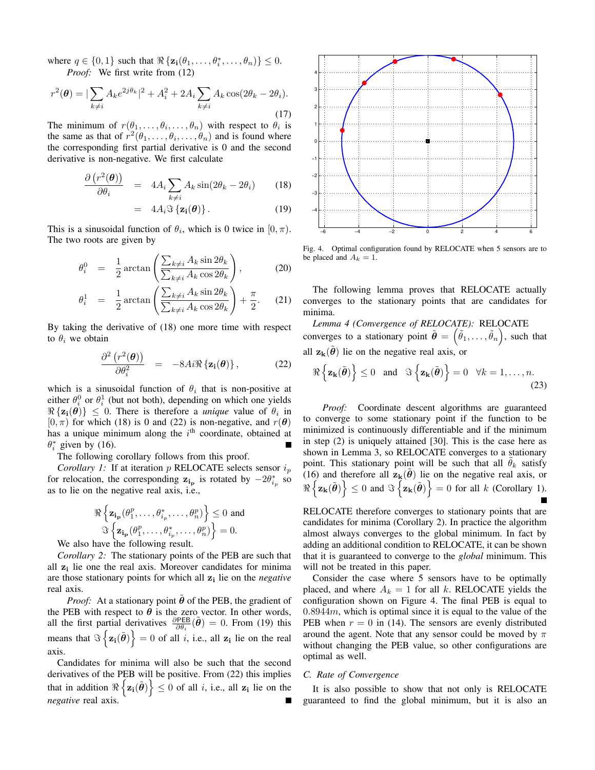where $q \in \{0, 1\}$ such that $\Re\{\mathbf{z_i}(\theta_1, \ldots, \theta_i^*, \ldots, \theta_n)\} \le 0$.

*Proof:* We first write from (12)

$$r^2(\boldsymbol{\theta}) = |\sum_{k \neq i} A_k e^{2j\theta_k}|^2 + A_i^2 + 2A_i \sum_{k \neq i} A_k \cos(2\theta_k - 2\theta_i). \tag{17}$$

The minimum of $r(\theta_1, \ldots, \theta_i, \ldots, \theta_n)$ with respect to $\theta_i$ is the same as that of $r^2(\theta_1, \ldots, \theta_i, \ldots, \theta_n)$ and is found where the corresponding first partial derivative is 0 and the second derivative is non-negative. We first calculate

$$\frac{\partial \left(r^2(\boldsymbol{\theta})\right)}{\partial \theta_i} = 4A_i \sum_{k \neq i} A_k \sin(2\theta_k - 2\theta_i) \tag{18}$$

$$= 4A_i \Im\{\mathbf{z_i}(\boldsymbol{\theta})\}. \tag{19}$$

This is a sinusoidal function of $\theta_i$, which is 0 twice in $[0, \pi)$. The two roots are given by

$$\theta_i^0 = \frac{1}{2} \arctan\left(\frac{\sum_{k \neq i} A_k \sin 2\theta_k}{\sum_{k \neq i} A_k \cos 2\theta_k}\right), \tag{20}$$

$$\theta_i^1 = \frac{1}{2} \arctan\left(\frac{\sum_{k \neq i} A_k \sin 2\theta_k}{\sum_{k \neq i} A_k \cos 2\theta_k}\right) + \frac{\pi}{2}. \tag{21}$$

By taking the derivative of (18) one more time with respect to $\theta_i$ we obtain

$$\frac{\partial^2 \left(r^2(\boldsymbol{\theta})\right)}{\partial \theta_i^2} = -8Ai\Re\{\mathbf{z_i}(\boldsymbol{\theta})\}, \tag{22}$$

which is a sinusoidal function of $\theta_i$ that is non-positive at either $\theta_i^0$ or $\theta_i^1$ (but not both), depending on which one yields $\Re\{\mathbf{z_i}(\boldsymbol{\theta})\} \le 0$. There is therefore a *unique* value of $\theta_i$ in $[0, \pi)$ for which (18) is 0 and (22) is non-negative, and $r(\boldsymbol{\theta})$ has a unique minimum along the $i^{\text{th}}$ coordinate, obtained at $\theta_i^*$ given by (16). ∎

The following corollary follows from this proof.

*Corollary 1:* If at iteration $p$ RELOCATE selects sensor $i_p$ for relocation, the corresponding $\mathbf{z_{i_p}}$ is rotated by $-2\theta_{i_p}^*$ so as to lie on the negative real axis, i.e.,

$$\Re\left\{\mathbf{z_{i_p}}(\theta_1^p, \ldots, \theta_{i_p}^*, \ldots, \theta_n^p)\right\} \le 0 \text{ and}$$
$$\Im\left\{\mathbf{z_{i_p}}(\theta_1^p, \ldots, \theta_{i_p}^*, \ldots, \theta_n^p)\right\} = 0.$$

We also have the following result.

*Corollary 2:* The stationary points of the PEB are such that all $\mathbf{z_i}$ lie one the real axis. Moreover candidates for minima are those stationary points for which all $\mathbf{z_i}$ lie on the *negative* real axis.

*Proof:* At a stationary point $\tilde{\boldsymbol{\theta}}$ of the PEB, the gradient of the PEB with respect to $\boldsymbol{\theta}$ is the zero vector. In other words, all the first partial derivatives $\frac{\partial \text{PEB}}{\partial \theta_i}(\tilde{\boldsymbol{\theta}}) = 0$. From (19) this means that $\Im\left\{\mathbf{z_i}(\tilde{\boldsymbol{\theta}})\right\} = 0$ of all $i$, i.e., all $\mathbf{z_i}$ lie on the real axis.

Candidates for minima will also be such that the second derivatives of the PEB will be positive. From (22) this implies that in addition $\Re\left\{\mathbf{z_i}(\tilde{\boldsymbol{\theta}})\right\} \le 0$ of all $i$, i.e., all $\mathbf{z_i}$ lie on the *negative* real axis. ∎

Fig. 4. Optimal configuration found by RELOCATE when 5 sensors are to be placed and $A_k = 1$.

The following lemma proves that RELOCATE actually converges to the stationary points that are candidates for minima.

*Lemma 4 (Convergence of RELOCATE):* RELOCATE converges to a stationary point $\tilde{\boldsymbol{\theta}} = \left(\tilde{\theta}_1, \ldots, \tilde{\theta}_n\right)$, such that all $\mathbf{z_k}(\tilde{\boldsymbol{\theta}})$ lie on the negative real axis, or

$$\Re\left\{\mathbf{z_k}(\tilde{\boldsymbol{\theta}})\right\} \le 0 \quad \text{and} \quad \Im\left\{\mathbf{z_k}(\tilde{\boldsymbol{\theta}})\right\} = 0 \quad \forall k = 1, \ldots, n. \tag{23}$$

*Proof:* Coordinate descent algorithms are guaranteed to converge to some stationary point if the function to be minimized is continuously differentiable and if the minimum in step (2) is uniquely attained [30]. This is the case here as shown in Lemma 3, so RELOCATE converges to a stationary point. This stationary point will be such that all $\tilde{\theta}_k$ satisfy (16) and therefore all $\mathbf{z_k}(\tilde{\boldsymbol{\theta}})$ lie on the negative real axis, or $\Re\left\{\mathbf{z_k}(\tilde{\boldsymbol{\theta}})\right\} \le 0$ and $\Im\left\{\mathbf{z_k}(\tilde{\boldsymbol{\theta}})\right\} = 0$ for all $k$ (Corollary 1). ∎

RELOCATE therefore converges to stationary points that are candidates for minima (Corollary 2). In practice the algorithm almost always converges to the global minimum. In fact by adding an additional condition to RELOCATE, it can be shown that it is guaranteed to converge to the *global* minimum. This will not be treated in this paper.

Consider the case where 5 sensors have to be optimally placed, and where $A_k = 1$ for all $k$. RELOCATE yields the configuration shown on Figure 4. The final PEB is equal to $0.8944m$, which is optimal since it is equal to the value of the PEB when $r = 0$ in (14). The sensors are evenly distributed around the agent. Note that any sensor could be moved by $\pi$ without changing the PEB value, so other configurations are optimal as well.

### C. Rate of Convergence

It is also possible to show that not only is RELOCATE guaranteed to find the global minimum, but it is also an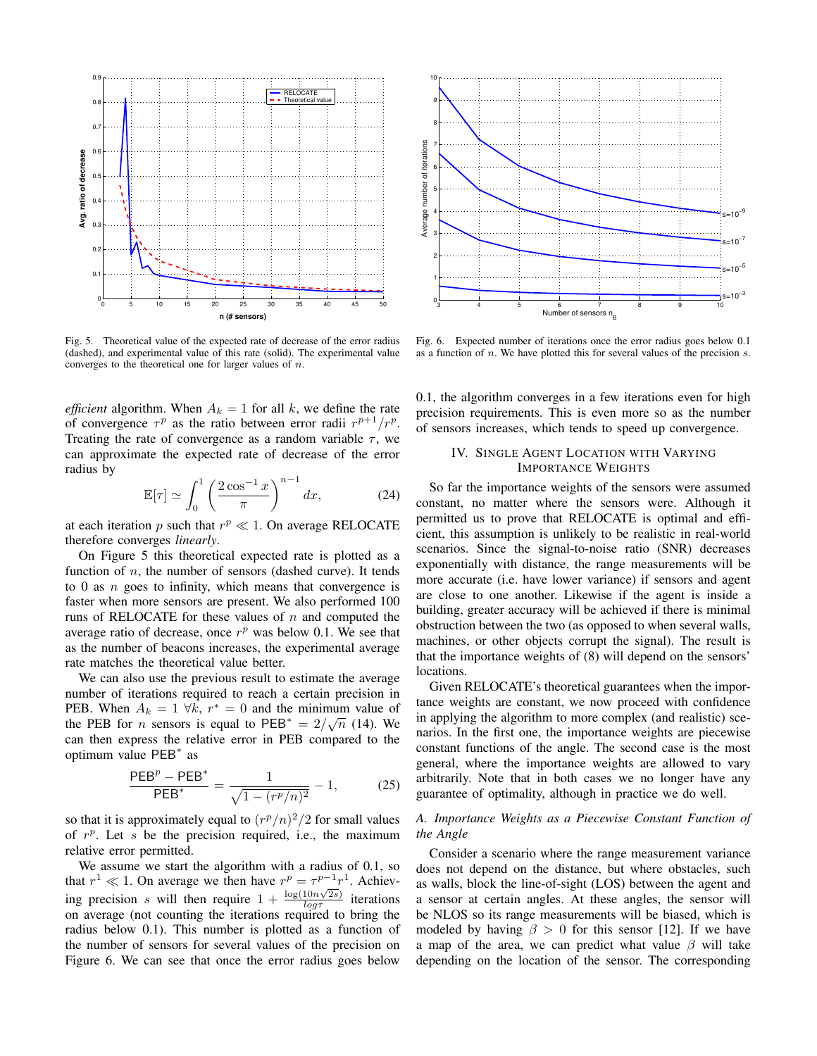Fig. 5. Theoretical value of the expected rate of decrease of the error radius (dashed), and experimental value of this rate (solid). The experimental value converges to the theoretical one for larger values of $n$.

Fig. 6. Expected number of iterations once the error radius goes below 0.1 as a function of $n$. We have plotted this for several values of the precision $s$.

*efficient* algorithm. When $A_k = 1$ for all $k$, we define the rate of convergence $\tau^p$ as the ratio between error radii $r^{p+1}/r^p$. Treating the rate of convergence as a random variable $\tau$, we can approximate the expected rate of decrease of the error radius by

$$\mathbb{E}[\tau] \simeq \int_0^1 \left(\frac{2\cos^{-1} x}{\pi}\right)^{n-1} dx, \tag{24}$$

at each iteration $p$ such that $r^p \ll 1$. On average RELOCATE therefore converges *linearly*.

On Figure 5 this theoretical expected rate is plotted as a function of $n$, the number of sensors (dashed curve). It tends to 0 as $n$ goes to infinity, which means that convergence is faster when more sensors are present. We also performed 100 runs of RELOCATE for these values of $n$ and computed the average ratio of decrease, once $r^p$ was below 0.1. We see that as the number of beacons increases, the experimental average rate matches the theoretical value better.

We can also use the previous result to estimate the average number of iterations required to reach a certain precision in PEB. When $A_k = 1\ \forall k$, $r^* = 0$ and the minimum value of the PEB for $n$ sensors is equal to $\mathsf{PEB}^* = 2/\sqrt{n}$ (14). We can then express the relative error in PEB compared to the optimum value $\mathsf{PEB}^*$ as

$$\frac{\mathsf{PEB}^p - \mathsf{PEB}^*}{\mathsf{PEB}^*} = \frac{1}{\sqrt{1-(r^p/n)^2}} - 1, \tag{25}$$

so that it is approximately equal to $(r^p/n)^2/2$ for small values of $r^p$. Let $s$ be the precision required, i.e., the maximum relative error permitted.

We assume we start the algorithm with a radius of 0.1, so that $r^1 \ll 1$. On average we then have $r^p = \tau^{p-1} r^1$. Achieving precision $s$ will then require $1 + \frac{\log(10n\sqrt{2s})}{log\tau}$ iterations on average (not counting the iterations required to bring the radius below 0.1). This number is plotted as a function of the number of sensors for several values of the precision on Figure 6. We can see that once the error radius goes below 0.1, the algorithm converges in a few iterations even for high precision requirements. This is even more so as the number of sensors increases, which tends to speed up convergence.

## IV. Single Agent Location with Varying Importance Weights

So far the importance weights of the sensors were assumed constant, no matter where the sensors were. Although it permitted us to prove that RELOCATE is optimal and efficient, this assumption is unlikely to be realistic in real-world scenarios. Since the signal-to-noise ratio (SNR) decreases exponentially with distance, the range measurements will be more accurate (i.e. have lower variance) if sensors and agent are close to one another. Likewise if the agent is inside a building, greater accuracy will be achieved if there is minimal obstruction between the two (as opposed to when several walls, machines, or other objects corrupt the signal). The result is that the importance weights of (8) will depend on the sensors' locations.

Given RELOCATE's theoretical guarantees when the importance weights are constant, we now proceed with confidence in applying the algorithm to more complex (and realistic) scenarios. In the first one, the importance weights are piecewise constant functions of the angle. The second case is the most general, where the importance weights are allowed to vary arbitrarily. Note that in both cases we no longer have any guarantee of optimality, although in practice we do well.

### *A. Importance Weights as a Piecewise Constant Function of the Angle*

Consider a scenario where the range measurement variance does not depend on the distance, but where obstacles, such as walls, block the line-of-sight (LOS) between the agent and a sensor at certain angles. At these angles, the sensor will be NLOS so its range measurements will be biased, which is modeled by having $\beta > 0$ for this sensor [12]. If we have a map of the area, we can predict what value $\beta$ will take depending on the location of the sensor. The corresponding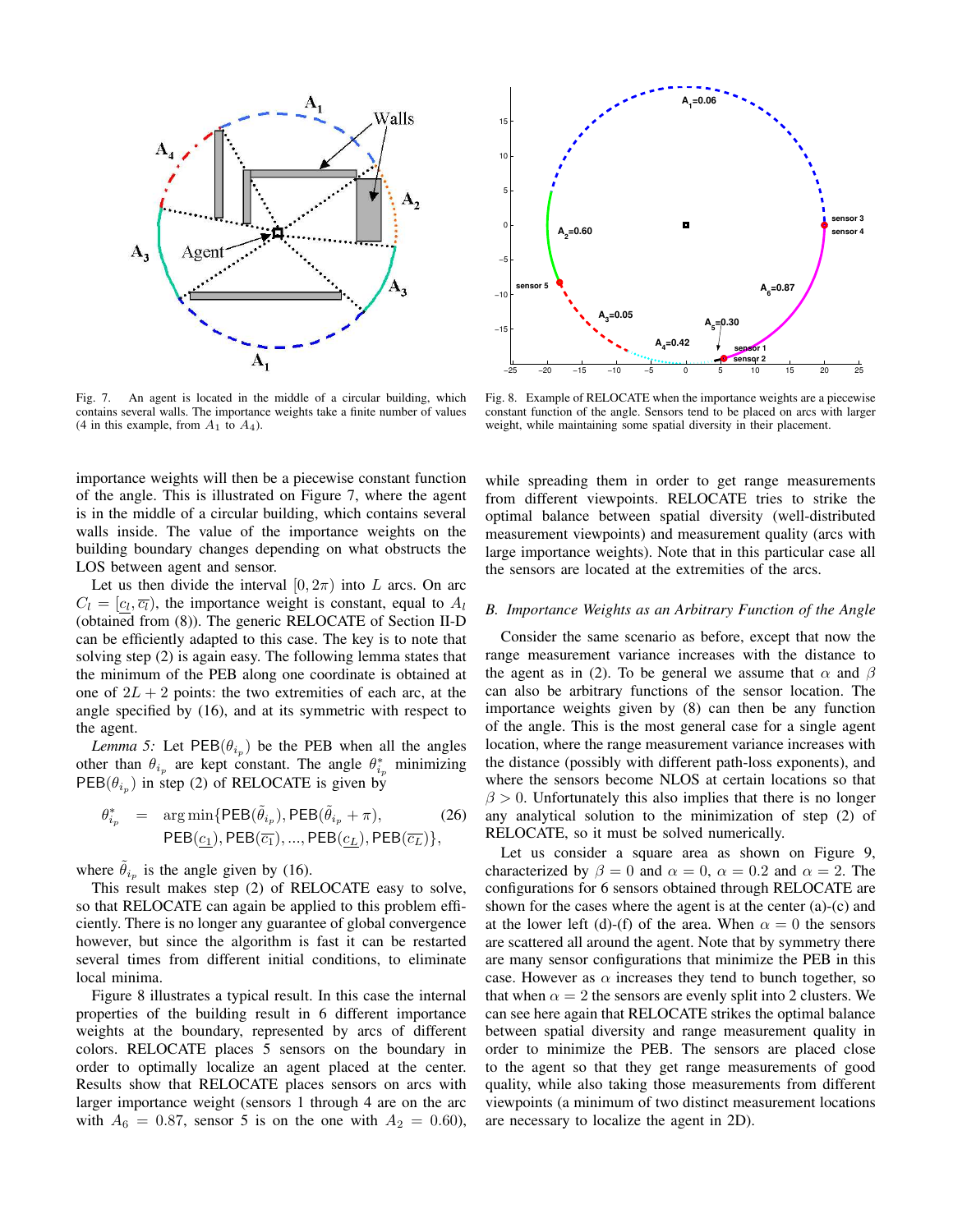Fig. 7. An agent is located in the middle of a circular building, which contains several walls. The importance weights take a finite number of values (4 in this example, from $A_1$ to $A_4$).

Fig. 8. Example of RELOCATE when the importance weights are a piecewise constant function of the angle. Sensors tend to be placed on arcs with larger weight, while maintaining some spatial diversity in their placement.

importance weights will then be a piecewise constant function of the angle. This is illustrated on Figure 7, where the agent is in the middle of a circular building, which contains several walls inside. The value of the importance weights on the building boundary changes depending on what obstructs the LOS between agent and sensor.

Let us then divide the interval $[0, 2\pi)$ into $L$ arcs. On arc $C_l = [\underline{c_l}, \overline{c_l})$, the importance weight is constant, equal to $A_l$ (obtained from (8)). The generic RELOCATE of Section II-D can be efficiently adapted to this case. The key is to note that solving step (2) is again easy. The following lemma states that the minimum of the PEB along one coordinate is obtained at one of $2L + 2$ points: the two extremities of each arc, at the angle specified by (16), and at its symmetric with respect to the agent.

*Lemma 5:* Let $\mathsf{PEB}(\theta_{i_p})$ be the PEB when all the angles other than $\theta_{i_p}$ are kept constant. The angle $\theta^*_{i_p}$ minimizing $\mathsf{PEB}(\theta_{i_p})$ in step (2) of RELOCATE is given by

$$\begin{aligned} \theta^*_{i_p} \quad = \quad & \arg\min\{\mathsf{PEB}(\tilde{\theta}_{i_p}), \mathsf{PEB}(\tilde{\theta}_{i_p} + \pi), \qquad (26) \\ & \mathsf{PEB}(\underline{c_1}), \mathsf{PEB}(\overline{c_1}), ..., \mathsf{PEB}(\underline{c_L}), \mathsf{PEB}(\overline{c_L})\}, \end{aligned}$$

where $\tilde{\theta}_{i_p}$ is the angle given by (16).

This result makes step (2) of RELOCATE easy to solve, so that RELOCATE can again be applied to this problem efficiently. There is no longer any guarantee of global convergence however, but since the algorithm is fast it can be restarted several times from different initial conditions, to eliminate local minima.

Figure 8 illustrates a typical result. In this case the internal properties of the building result in 6 different importance weights at the boundary, represented by arcs of different colors. RELOCATE places 5 sensors on the boundary in order to optimally localize an agent placed at the center. Results show that RELOCATE places sensors on arcs with larger importance weight (sensors 1 through 4 are on the arc with $A_6 = 0.87$, sensor 5 is on the one with $A_2 = 0.60$), while spreading them in order to get range measurements from different viewpoints. RELOCATE tries to strike the optimal balance between spatial diversity (well-distributed measurement viewpoints) and measurement quality (arcs with large importance weights). Note that in this particular case all the sensors are located at the extremities of the arcs.

### *B. Importance Weights as an Arbitrary Function of the Angle*

Consider the same scenario as before, except that now the range measurement variance increases with the distance to the agent as in (2). To be general we assume that $\alpha$ and $\beta$ can also be arbitrary functions of the sensor location. The importance weights given by (8) can then be any function of the angle. This is the most general case for a single agent location, where the range measurement variance increases with the distance (possibly with different path-loss exponents), and where the sensors become NLOS at certain locations so that $\beta > 0$. Unfortunately this also implies that there is no longer any analytical solution to the minimization of step (2) of RELOCATE, so it must be solved numerically.

Let us consider a square area as shown on Figure 9, characterized by $\beta = 0$ and $\alpha = 0$, $\alpha = 0.2$ and $\alpha = 2$. The configurations for 6 sensors obtained through RELOCATE are shown for the cases where the agent is at the center (a)-(c) and at the lower left (d)-(f) of the area. When $\alpha = 0$ the sensors are scattered all around the agent. Note that by symmetry there are many sensor configurations that minimize the PEB in this case. However as $\alpha$ increases they tend to bunch together, so that when $\alpha = 2$ the sensors are evenly split into 2 clusters. We can see here again that RELOCATE strikes the optimal balance between spatial diversity and range measurement quality in order to minimize the PEB. The sensors are placed close to the agent so that they get range measurements of good quality, while also taking those measurements from different viewpoints (a minimum of two distinct measurement locations are necessary to localize the agent in 2D).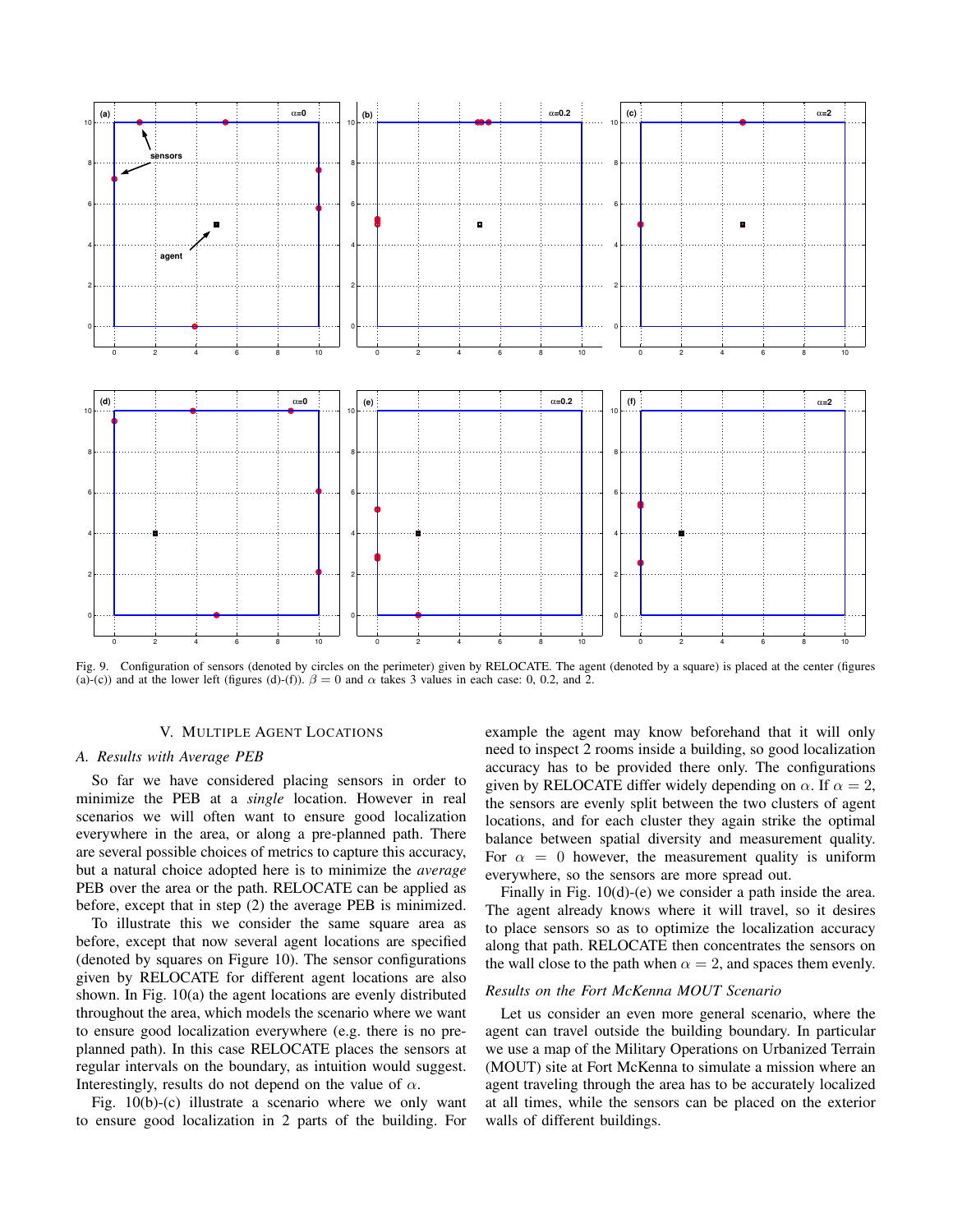Fig. 9. Configuration of sensors (denoted by circles on the perimeter) given by RELOCATE. The agent (denoted by a square) is placed at the center (figures (a)-(c)) and at the lower left (figures (d)-(f)). $\beta = 0$ and $\alpha$ takes 3 values in each case: 0, 0.2, and 2.

## V. Multiple Agent Locations

### A. Results with Average PEB

So far we have considered placing sensors in order to minimize the PEB at a *single* location. However in real scenarios we will often want to ensure good localization everywhere in the area, or along a pre-planned path. There are several possible choices of metrics to capture this accuracy, but a natural choice adopted here is to minimize the *average* PEB over the area or the path. RELOCATE can be applied as before, except that in step (2) the average PEB is minimized.

To illustrate this we consider the same square area as before, except that now several agent locations are specified (denoted by squares on Figure 10). The sensor configurations given by RELOCATE for different agent locations are also shown. In Fig. 10(a) the agent locations are evenly distributed throughout the area, which models the scenario where we want to ensure good localization everywhere (e.g. there is no pre-planned path). In this case RELOCATE places the sensors at regular intervals on the boundary, as intuition would suggest. Interestingly, results do not depend on the value of $\alpha$.

Fig. 10(b)-(c) illustrate a scenario where we only want to ensure good localization in 2 parts of the building. For example the agent may know beforehand that it will only need to inspect 2 rooms inside a building, so good localization accuracy has to be provided there only. The configurations given by RELOCATE differ widely depending on $\alpha$. If $\alpha = 2$, the sensors are evenly split between the two clusters of agent locations, and for each cluster they again strike the optimal balance between spatial diversity and measurement quality. For $\alpha = 0$ however, the measurement quality is uniform everywhere, so the sensors are more spread out.

Finally in Fig. 10(d)-(e) we consider a path inside the area. The agent already knows where it will travel, so it desires to place sensors so as to optimize the localization accuracy along that path. RELOCATE then concentrates the sensors on the wall close to the path when $\alpha = 2$, and spaces them evenly.

### Results on the Fort McKenna MOUT Scenario

Let us consider an even more general scenario, where the agent can travel outside the building boundary. In particular we use a map of the Military Operations on Urbanized Terrain (MOUT) site at Fort McKenna to simulate a mission where an agent traveling through the area has to be accurately localized at all times, while the sensors can be placed on the exterior walls of different buildings.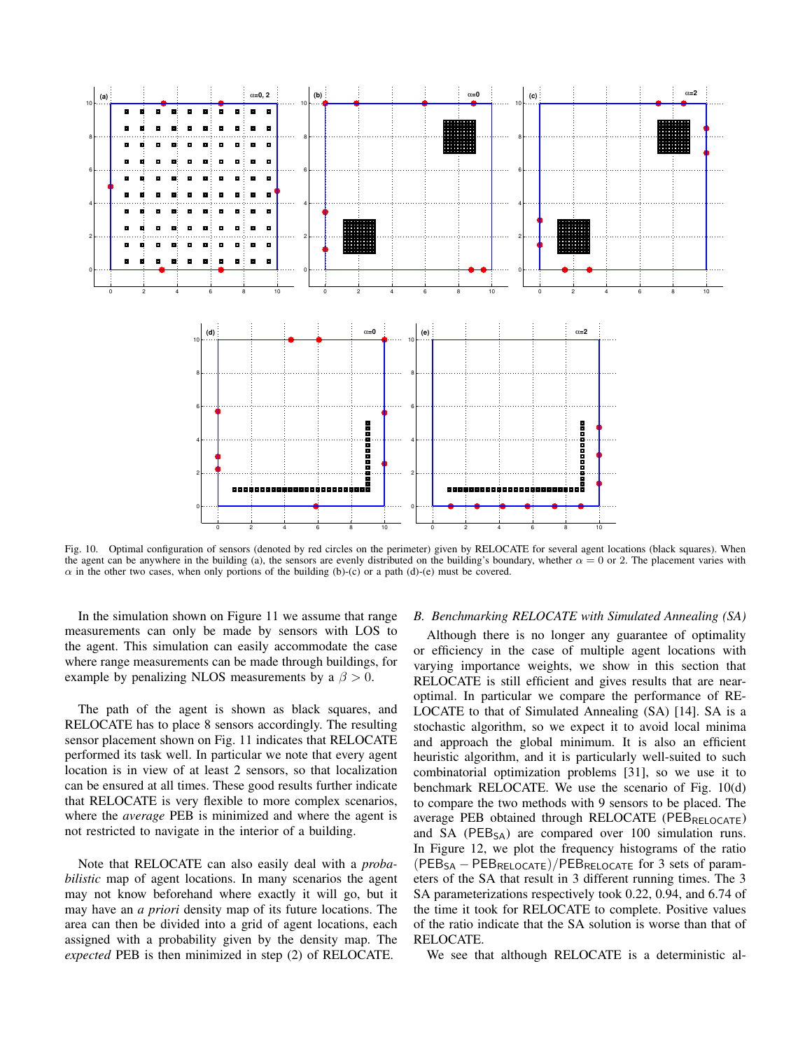Fig. 10. Optimal configuration of sensors (denoted by red circles on the perimeter) given by RELOCATE for several agent locations (black squares). When the agent can be anywhere in the building (a), the sensors are evenly distributed on the building's boundary, whether $\alpha = 0$ or 2. The placement varies with $\alpha$ in the other two cases, when only portions of the building (b)-(c) or a path (d)-(e) must be covered.

In the simulation shown on Figure 11 we assume that range measurements can only be made by sensors with LOS to the agent. This simulation can easily accommodate the case where range measurements can be made through buildings, for example by penalizing NLOS measurements by a $\beta > 0$.

The path of the agent is shown as black squares, and RELOCATE has to place 8 sensors accordingly. The resulting sensor placement shown on Fig. 11 indicates that RELOCATE performed its task well. In particular we note that every agent location is in view of at least 2 sensors, so that localization can be ensured at all times. These good results further indicate that RELOCATE is very flexible to more complex scenarios, where the *average* PEB is minimized and where the agent is not restricted to navigate in the interior of a building.

Note that RELOCATE can also easily deal with a *probabilistic* map of agent locations. In many scenarios the agent may not know beforehand where exactly it will go, but it may have an *a priori* density map of its future locations. The area can then be divided into a grid of agent locations, each assigned with a probability given by the density map. The *expected* PEB is then minimized in step (2) of RELOCATE.

### *B. Benchmarking RELOCATE with Simulated Annealing (SA)*

Although there is no longer any guarantee of optimality or efficiency in the case of multiple agent locations with varying importance weights, we show in this section that RELOCATE is still efficient and gives results that are near-optimal. In particular we compare the performance of RELOCATE to that of Simulated Annealing (SA) [14]. SA is a stochastic algorithm, so we expect it to avoid local minima and approach the global minimum. It is also an efficient heuristic algorithm, and it is particularly well-suited to such combinatorial optimization problems [31], so we use it to benchmark RELOCATE. We use the scenario of Fig. 10(d) to compare the two methods with 9 sensors to be placed. The average PEB obtained through RELOCATE ($\text{PEB}_{\text{RELOCATE}}$) and SA ($\text{PEB}_{\text{SA}}$) are compared over 100 simulation runs. In Figure 12, we plot the frequency histograms of the ratio $(\text{PEB}_{\text{SA}} - \text{PEB}_{\text{RELOCATE}})/\text{PEB}_{\text{RELOCATE}}$ for 3 sets of parameters of the SA that result in 3 different running times. The 3 SA parameterizations respectively took 0.22, 0.94, and 6.74 of the time it took for RELOCATE to complete. Positive values of the ratio indicate that the SA solution is worse than that of RELOCATE.

We see that although RELOCATE is a deterministic al-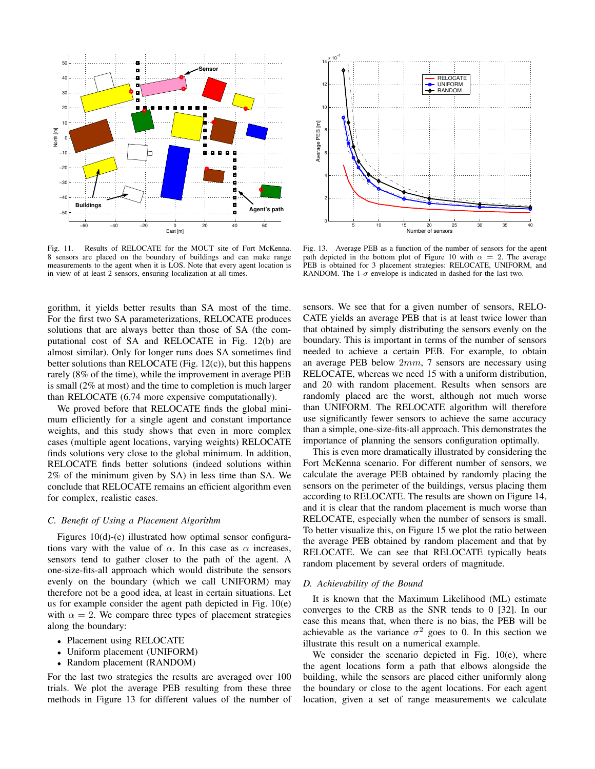Fig. 11. Results of RELOCATE for the MOUT site of Fort McKenna. 8 sensors are placed on the boundary of buildings and can make range measurements to the agent when it is LOS. Note that every agent location is in view of at least 2 sensors, ensuring localization at all times.

Fig. 13. Average PEB as a function of the number of sensors for the agent path depicted in the bottom plot of Figure 10 with $\alpha = 2$. The average PEB is obtained for 3 placement strategies: RELOCATE, UNIFORM, and RANDOM. The 1-$\sigma$ envelope is indicated in dashed for the last two.

gorithm, it yields better results than SA most of the time. For the first two SA parameterizations, RELOCATE produces solutions that are always better than those of SA (the computational cost of SA and RELOCATE in Fig. 12(b) are almost similar). Only for longer runs does SA sometimes find better solutions than RELOCATE (Fig. 12(c)), but this happens rarely (8% of the time), while the improvement in average PEB is small (2% at most) and the time to completion is much larger than RELOCATE (6.74 more expensive computationally).

We proved before that RELOCATE finds the global minimum efficiently for a single agent and constant importance weights, and this study shows that even in more complex cases (multiple agent locations, varying weights) RELOCATE finds solutions very close to the global minimum. In addition, RELOCATE finds better solutions (indeed solutions within 2% of the minimum given by SA) in less time than SA. We conclude that RELOCATE remains an efficient algorithm even for complex, realistic cases.

### *C. Benefit of Using a Placement Algorithm*

Figures 10(d)-(e) illustrated how optimal sensor configurations vary with the value of $\alpha$. In this case as $\alpha$ increases, sensors tend to gather closer to the path of the agent. A one-size-fits-all approach which would distribute the sensors evenly on the boundary (which we call UNIFORM) may therefore not be a good idea, at least in certain situations. Let us for example consider the agent path depicted in Fig. 10(e) with $\alpha = 2$. We compare three types of placement strategies along the boundary:

- Placement using RELOCATE
- Uniform placement (UNIFORM)
- Random placement (RANDOM)

For the last two strategies the results are averaged over 100 trials. We plot the average PEB resulting from these three methods in Figure 13 for different values of the number of sensors. We see that for a given number of sensors, RELOCATE yields an average PEB that is at least twice lower than that obtained by simply distributing the sensors evenly on the boundary. This is important in terms of the number of sensors needed to achieve a certain PEB. For example, to obtain an average PEB below $2mm$, 7 sensors are necessary using RELOCATE, whereas we need 15 with a uniform distribution, and 20 with random placement. Results when sensors are randomly placed are the worst, although not much worse than UNIFORM. The RELOCATE algorithm will therefore use significantly fewer sensors to achieve the same accuracy than a simple, one-size-fits-all approach. This demonstrates the importance of planning the sensors configuration optimally.

This is even more dramatically illustrated by considering the Fort McKenna scenario. For different number of sensors, we calculate the average PEB obtained by randomly placing the sensors on the perimeter of the buildings, versus placing them according to RELOCATE. The results are shown on Figure 14, and it is clear that the random placement is much worse than RELOCATE, especially when the number of sensors is small. To better visualize this, on Figure 15 we plot the ratio between the average PEB obtained by random placement and that by RELOCATE. We can see that RELOCATE typically beats random placement by several orders of magnitude.

### *D. Achievability of the Bound*

It is known that the Maximum Likelihood (ML) estimate converges to the CRB as the SNR tends to 0 [32]. In our case this means that, when there is no bias, the PEB will be achievable as the variance $\sigma^2$ goes to 0. In this section we illustrate this result on a numerical example.

We consider the scenario depicted in Fig. 10(e), where the agent locations form a path that elbows alongside the building, while the sensors are placed either uniformly along the boundary or close to the agent locations. For each agent location, given a set of range measurements we calculate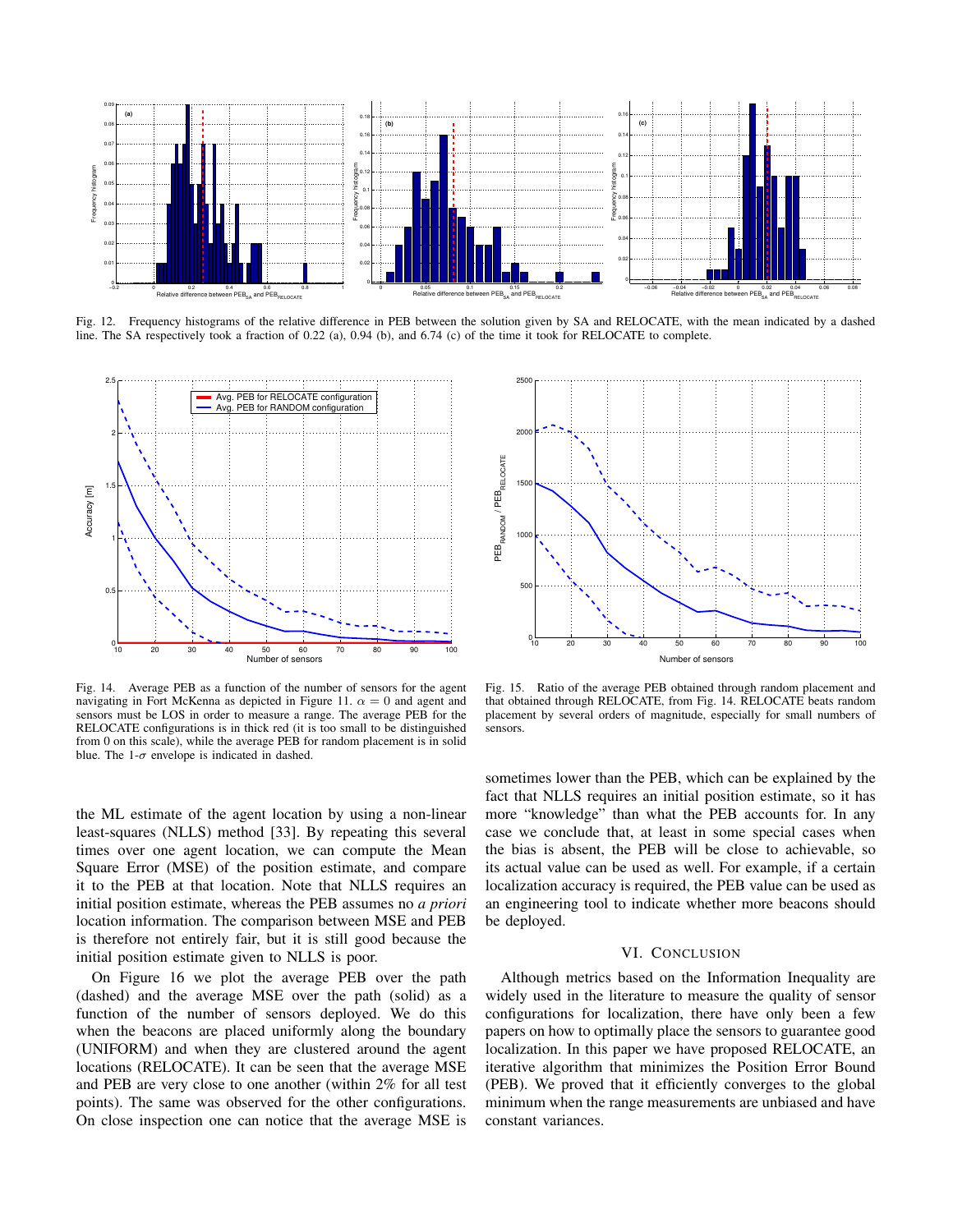Fig. 12. Frequency histograms of the relative difference in PEB between the solution given by SA and RELOCATE, with the mean indicated by a dashed line. The SA respectively took a fraction of 0.22 (a), 0.94 (b), and 6.74 (c) of the time it took for RELOCATE to complete.

Fig. 14. Average PEB as a function of the number of sensors for the agent navigating in Fort McKenna as depicted in Figure 11. $\alpha = 0$ and agent and sensors must be LOS in order to measure a range. The average PEB for the RELOCATE configurations is in thick red (it is too small to be distinguished from 0 on this scale), while the average PEB for random placement is in solid blue. The 1-$\sigma$ envelope is indicated in dashed.

Fig. 15. Ratio of the average PEB obtained through random placement and that obtained through RELOCATE, from Fig. 14. RELOCATE beats random placement by several orders of magnitude, especially for small numbers of sensors.

the ML estimate of the agent location by using a non-linear least-squares (NLLS) method [33]. By repeating this several times over one agent location, we can compute the Mean Square Error (MSE) of the position estimate, and compare it to the PEB at that location. Note that NLLS requires an initial position estimate, whereas the PEB assumes no *a priori* location information. The comparison between MSE and PEB is therefore not entirely fair, but it is still good because the initial position estimate given to NLLS is poor.

On Figure 16 we plot the average PEB over the path (dashed) and the average MSE over the path (solid) as a function of the number of sensors deployed. We do this when the beacons are placed uniformly along the boundary (UNIFORM) and when they are clustered around the agent locations (RELOCATE). It can be seen that the average MSE and PEB are very close to one another (within 2% for all test points). The same was observed for the other configurations. On close inspection one can notice that the average MSE is sometimes lower than the PEB, which can be explained by the fact that NLLS requires an initial position estimate, so it has more "knowledge" than what the PEB accounts for. In any case we conclude that, at least in some special cases when the bias is absent, the PEB will be close to achievable, so its actual value can be used as well. For example, if a certain localization accuracy is required, the PEB value can be used as an engineering tool to indicate whether more beacons should be deployed.

## VI. Conclusion

Although metrics based on the Information Inequality are widely used in the literature to measure the quality of sensor configurations for localization, there have only been a few papers on how to optimally place the sensors to guarantee good localization. In this paper we have proposed RELOCATE, an iterative algorithm that minimizes the Position Error Bound (PEB). We proved that it efficiently converges to the global minimum when the range measurements are unbiased and have constant variances.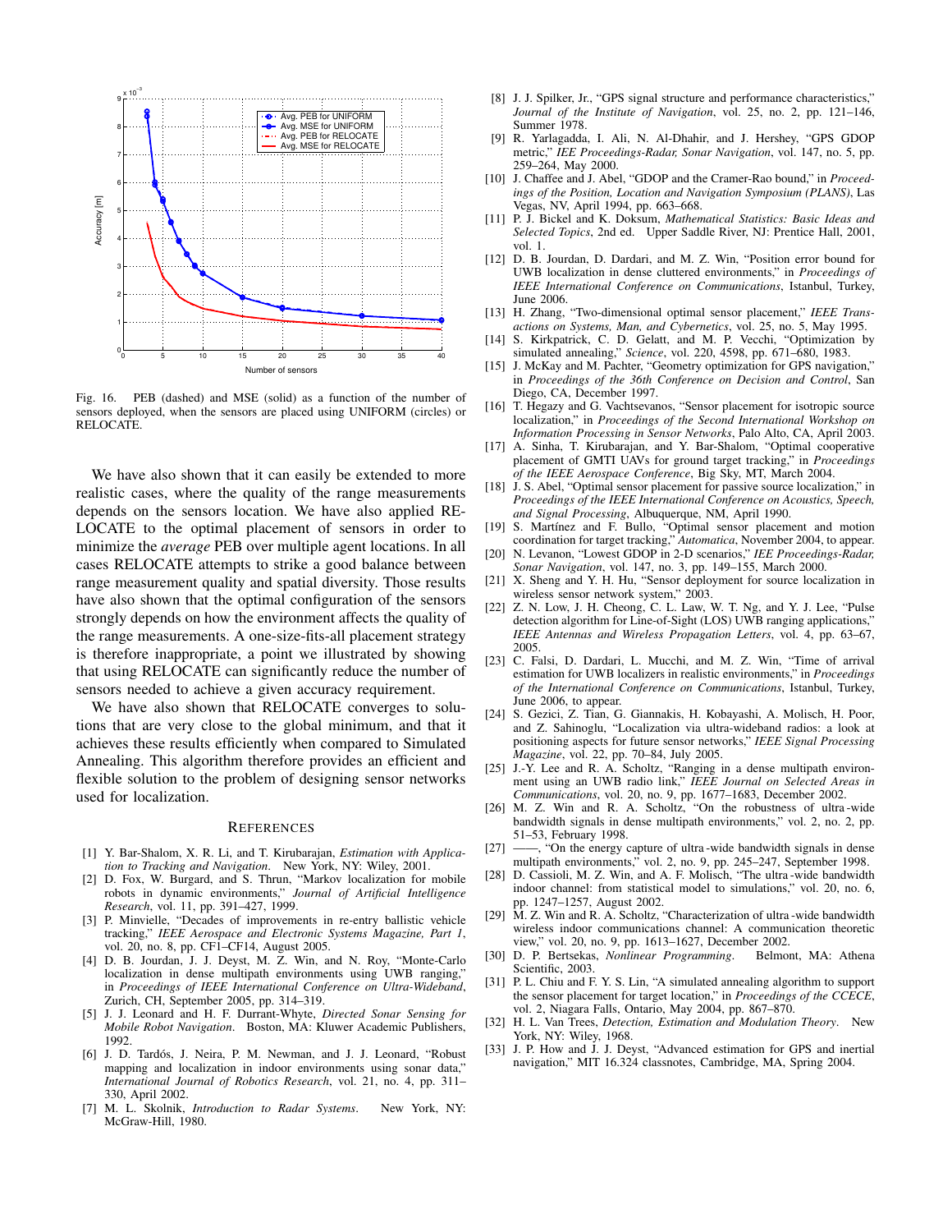x 10^-3

9

8

7

6

5

4

3

2

1

0

Accuracy [m]

0 5 10 15 20 25 30 35 40

Number of sensors

Avg. PEB for UNIFORM
Avg. MSE for UNIFORM
Avg. PEB for RELOCATE
Avg. MSE for RELOCATE

Fig. 16. PEB (dashed) and MSE (solid) as a function of the number of sensors deployed, when the sensors are placed using UNIFORM (circles) or RELOCATE.

We have also shown that it can easily be extended to more realistic cases, where the quality of the range measurements depends on the sensors location. We have also applied RELOCATE to the optimal placement of sensors in order to minimize the *average* PEB over multiple agent locations. In all cases RELOCATE attempts to strike a good balance between range measurement quality and spatial diversity. Those results have also shown that the optimal configuration of the sensors strongly depends on how the environment affects the quality of the range measurements. A one-size-fits-all placement strategy is therefore inappropriate, a point we illustrated by showing that using RELOCATE can significantly reduce the number of sensors needed to achieve a given accuracy requirement.

We have also shown that RELOCATE converges to solutions that are very close to the global minimum, and that it achieves these results efficiently when compared to Simulated Annealing. This algorithm therefore provides an efficient and flexible solution to the problem of designing sensor networks used for localization.

## References

[1] Y. Bar-Shalom, X. R. Li, and T. Kirubarajan, *Estimation with Application to Tracking and Navigation*. New York, NY: Wiley, 2001.

[2] D. Fox, W. Burgard, and S. Thrun, "Markov localization for mobile robots in dynamic environments," *Journal of Artificial Intelligence Research*, vol. 11, pp. 391–427, 1999.

[3] P. Minvielle, "Decades of improvements in re-entry ballistic vehicle tracking," *IEEE Aerospace and Electronic Systems Magazine, Part 1*, vol. 20, no. 8, pp. CF1–CF14, August 2005.

[4] D. B. Jourdan, J. J. Deyst, M. Z. Win, and N. Roy, "Monte-Carlo localization in dense multipath environments using UWB ranging," in *Proceedings of IEEE International Conference on Ultra-Wideband*, Zurich, CH, September 2005, pp. 314–319.

[5] J. J. Leonard and H. F. Durrant-Whyte, *Directed Sonar Sensing for Mobile Robot Navigation*. Boston, MA: Kluwer Academic Publishers, 1992.

[6] J. D. Tardós, J. Neira, P. M. Newman, and J. J. Leonard, "Robust mapping and localization in indoor environments using sonar data," *International Journal of Robotics Research*, vol. 21, no. 4, pp. 311–330, April 2002.

[7] M. L. Skolnik, *Introduction to Radar Systems*. New York, NY: McGraw-Hill, 1980.

[8] J. J. Spilker, Jr., "GPS signal structure and performance characteristics," *Journal of the Institute of Navigation*, vol. 25, no. 2, pp. 121–146, Summer 1978.

[9] R. Yarlagadda, I. Ali, N. Al-Dhahir, and J. Hershey, "GPS GDOP metric," *IEE Proceedings-Radar, Sonar Navigation*, vol. 147, no. 5, pp. 259–264, May 2000.

[10] J. Chaffee and J. Abel, "GDOP and the Cramer-Rao bound," in *Proceedings of the Position, Location and Navigation Symposium (PLANS)*, Las Vegas, NV, April 1994, pp. 663–668.

[11] P. J. Bickel and K. Doksum, *Mathematical Statistics: Basic Ideas and Selected Topics*, 2nd ed. Upper Saddle River, NJ: Prentice Hall, 2001, vol. 1.

[12] D. B. Jourdan, D. Dardari, and M. Z. Win, "Position error bound for UWB localization in dense cluttered environments," in *Proceedings of IEEE International Conference on Communications*, Istanbul, Turkey, June 2006.

[13] H. Zhang, "Two-dimensional optimal sensor placement," *IEEE Transactions on Systems, Man, and Cybernetics*, vol. 25, no. 5, May 1995.

[14] S. Kirkpatrick, C. D. Gelatt, and M. P. Vecchi, "Optimization by simulated annealing," *Science*, vol. 220, 4598, pp. 671–680, 1983.

[15] J. McKay and M. Pachter, "Geometry optimization for GPS navigation," in *Proceedings of the 36th Conference on Decision and Control*, San Diego, CA, December 1997.

[16] T. Hegazy and G. Vachtsevanos, "Sensor placement for isotropic source localization," in *Proceedings of the Second International Workshop on Information Processing in Sensor Networks*, Palo Alto, CA, April 2003.

[17] A. Sinha, T. Kirubarajan, and Y. Bar-Shalom, "Optimal cooperative placement of GMTI UAVs for ground target tracking," in *Proceedings of the IEEE Aerospace Conference*, Big Sky, MT, March 2004.

[18] J. S. Abel, "Optimal sensor placement for passive source localization," in *Proceedings of the IEEE International Conference on Acoustics, Speech, and Signal Processing*, Albuquerque, NM, April 1990.

[19] S. Martínez and F. Bullo, "Optimal sensor placement and motion coordination for target tracking," *Automatica*, November 2004, to appear.

[20] N. Levanon, "Lowest GDOP in 2-D scenarios," *IEE Proceedings-Radar, Sonar Navigation*, vol. 147, no. 3, pp. 149–155, March 2000.

[21] X. Sheng and Y. H. Hu, "Sensor deployment for source localization in wireless sensor network system," 2003.

[22] Z. N. Low, J. H. Cheong, C. L. Law, W. T. Ng, and Y. J. Lee, "Pulse detection algorithm for Line-of-Sight (LOS) UWB ranging applications," *IEEE Antennas and Wireless Propagation Letters*, vol. 4, pp. 63–67, 2005.

[23] C. Falsi, D. Dardari, L. Mucchi, and M. Z. Win, "Time of arrival estimation for UWB localizers in realistic environments," in *Proceedings of the International Conference on Communications*, Istanbul, Turkey, June 2006, to appear.

[24] S. Gezici, Z. Tian, G. Giannakis, H. Kobayashi, A. Molisch, H. Poor, and Z. Sahinoglu, "Localization via ultra-wideband radios: a look at positioning aspects for future sensor networks," *IEEE Signal Processing Magazine*, vol. 22, pp. 70–84, July 2005.

[25] J.-Y. Lee and R. A. Scholtz, "Ranging in a dense multipath environment using an UWB radio link," *IEEE Journal on Selected Areas in Communications*, vol. 20, no. 9, pp. 1677–1683, December 2002.

[26] M. Z. Win and R. A. Scholtz, "On the robustness of ultra-wide bandwidth signals in dense multipath environments," vol. 2, no. 2, pp. 51–53, February 1998.

[27] ——, "On the energy capture of ultra-wide bandwidth signals in dense multipath environments," vol. 2, no. 9, pp. 245–247, September 1998.

[28] D. Cassioli, M. Z. Win, and A. F. Molisch, "The ultra-wide bandwidth indoor channel: from statistical model to simulations," vol. 20, no. 6, pp. 1247–1257, August 2002.

[29] M. Z. Win and R. A. Scholtz, "Characterization of ultra-wide bandwidth wireless indoor communications channel: A communication theoretic view," vol. 20, no. 9, pp. 1613–1627, December 2002.

[30] D. P. Bertsekas, *Nonlinear Programming*. Belmont, MA: Athena Scientific, 2003.

[31] P. L. Chiu and F. Y. S. Lin, "A simulated annealing algorithm to support the sensor placement for target location," in *Proceedings of the CCECE*, vol. 2, Niagara Falls, Ontario, May 2004, pp. 867–870.

[32] H. L. Van Trees, *Detection, Estimation and Modulation Theory*. New York, NY: Wiley, 1968.

[33] J. P. How and J. J. Deyst, "Advanced estimation for GPS and inertial navigation," MIT 16.324 classnotes, Cambridge, MA, Spring 2004.